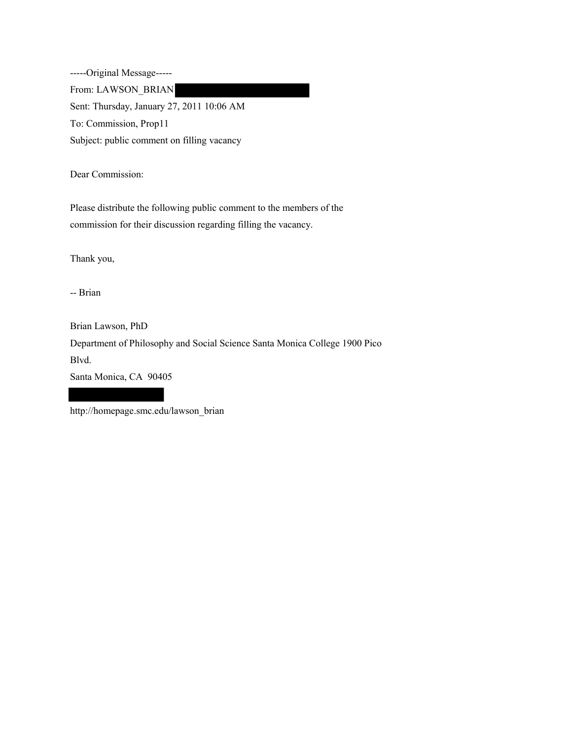-----Original Message-----

From: LAWSON_BRIAN

Sent: Thursday, January 27, 2011 10:06 AM

To: Commission, Prop11

Subject: public comment on filling vacancy

Dear Commission:

Please distribute the following public comment to the members of the commission for their discussion regarding filling the vacancy.

Thank you,

-- Brian

Brian Lawson, PhD
Department of Philosophy and Social Science Santa Monica College 1900 Pico Blvd.
Santa Monica, CA 90405

http://homepage.smc.edu/lawson_brian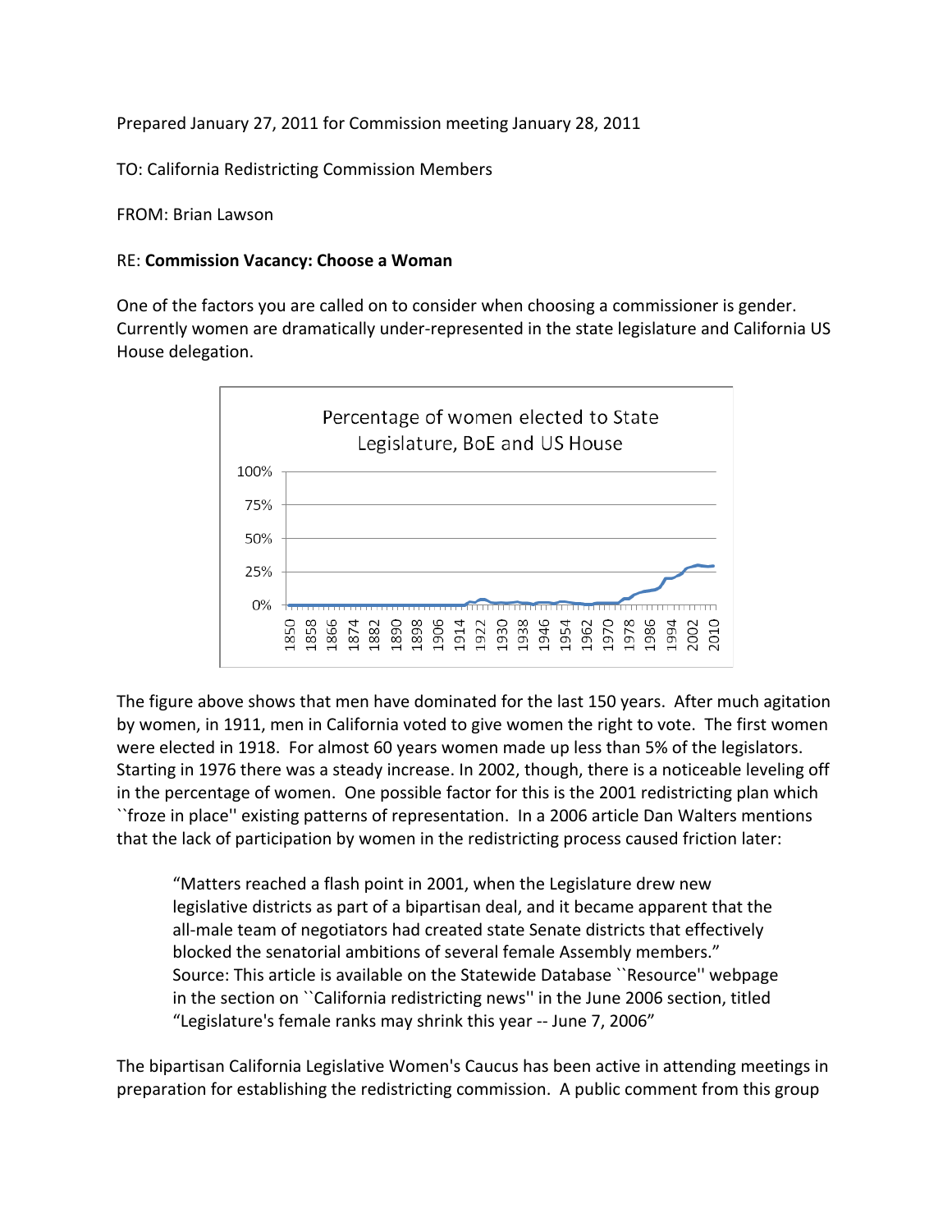Prepared January 27, 2011 for Commission meeting January 28, 2011

TO: California Redistricting Commission Members

FROM: Brian Lawson

RE: **Commission Vacancy: Choose a Woman**

One of the factors you are called on to consider when choosing a commissioner is gender. Currently women are dramatically under-represented in the state legislature and California US House delegation.

Percentage of women elected to State Legislature, BoE and US House

The figure above shows that men have dominated for the last 150 years. After much agitation by women, in 1911, men in California voted to give women the right to vote. The first women were elected in 1918. For almost 60 years women made up less than 5% of the legislators. Starting in 1976 there was a steady increase. In 2002, though, there is a noticeable leveling off in the percentage of women. One possible factor for this is the 2001 redistricting plan which ``froze in place'' existing patterns of representation. In a 2006 article Dan Walters mentions that the lack of participation by women in the redistricting process caused friction later:

> "Matters reached a flash point in 2001, when the Legislature drew new legislative districts as part of a bipartisan deal, and it became apparent that the all-male team of negotiators had created state Senate districts that effectively blocked the senatorial ambitions of several female Assembly members."
> Source: This article is available on the Statewide Database ``Resource'' webpage in the section on ``California redistricting news'' in the June 2006 section, titled "Legislature's female ranks may shrink this year -- June 7, 2006"

The bipartisan California Legislative Women's Caucus has been active in attending meetings in preparation for establishing the redistricting commission. A public comment from this group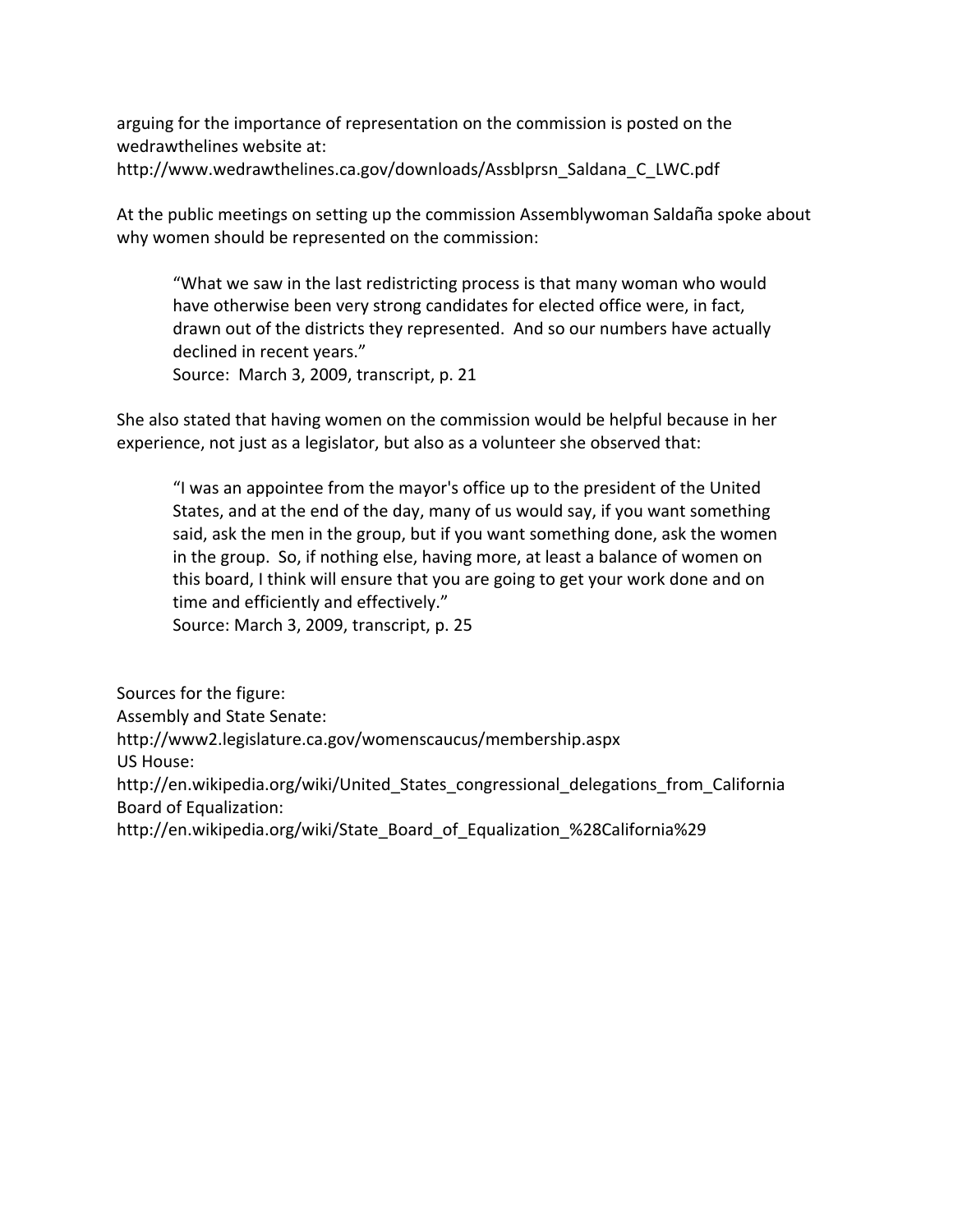arguing for the importance of representation on the commission is posted on the wedrawthelines website at:
http://www.wedrawthelines.ca.gov/downloads/Assblprsn_Saldana_C_LWC.pdf

At the public meetings on setting up the commission Assemblywoman Saldaña spoke about why women should be represented on the commission:

> "What we saw in the last redistricting process is that many woman who would have otherwise been very strong candidates for elected office were, in fact, drawn out of the districts they represented. And so our numbers have actually declined in recent years."
> Source: March 3, 2009, transcript, p. 21

She also stated that having women on the commission would be helpful because in her experience, not just as a legislator, but also as a volunteer she observed that:

> "I was an appointee from the mayor's office up to the president of the United States, and at the end of the day, many of us would say, if you want something said, ask the men in the group, but if you want something done, ask the women in the group. So, if nothing else, having more, at least a balance of women on this board, I think will ensure that you are going to get your work done and on time and efficiently and effectively."
> Source: March 3, 2009, transcript, p. 25

Sources for the figure:
Assembly and State Senate:
http://www2.legislature.ca.gov/womenscaucus/membership.aspx
US House:
http://en.wikipedia.org/wiki/United_States_congressional_delegations_from_California
Board of Equalization:
http://en.wikipedia.org/wiki/State_Board_of_Equalization_%28California%29